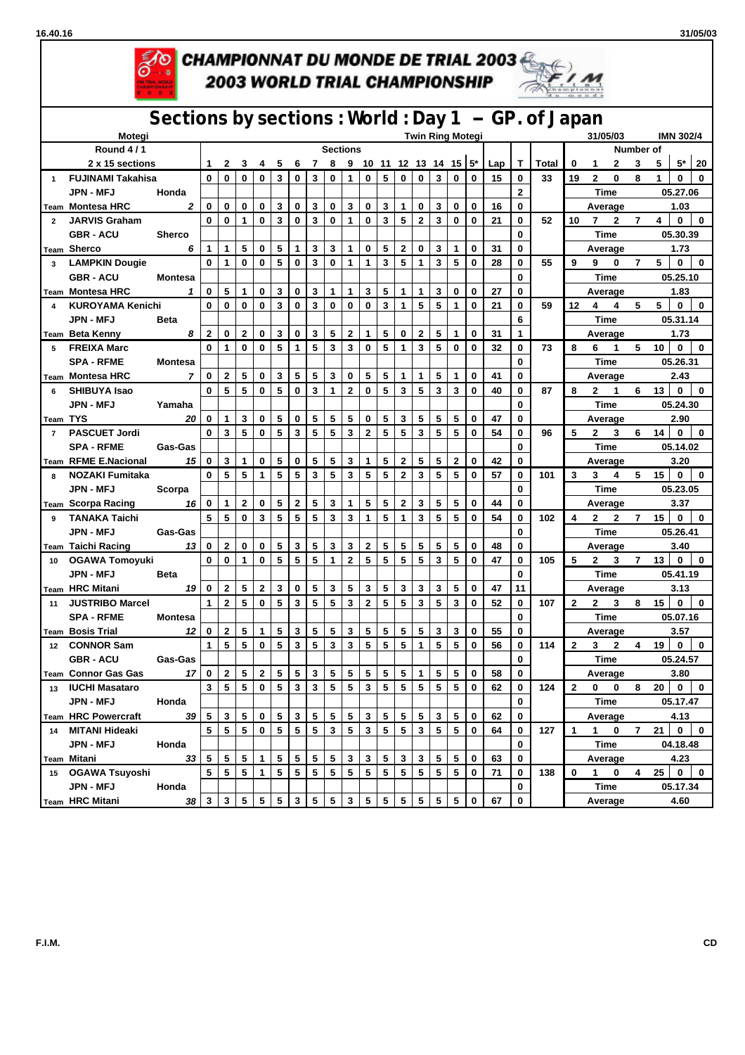# CHAMPIONNAT DU MONDE DE TRIAL 2003
## 2003 WORLD TRIAL CHAMPIONSHIP

## Sections by sections : World : Day 1 — GP. of Japan

Motegi | Twin Ring Motegi | 31/05/03 | IMN 302/4

| Round 4 / 1 | | | 1 | 2 | 3 | 4 | 5 | 6 | 7 | 8 | 9 | 10 | 11 | 12 | 13 | 14 | 15 | 5* | Lap | T | Total | 0 | 1 | 2 | 3 | 5 | 5* | 20 |
|---|---|---|---|---|---|---|---|---|---|---|---|---|---|---|---|---|---|---|---|---|---|---|---|---|---|---|---|---|
| 1 | FUJINAMI Takahisa | | 0 | 0 | 0 | 0 | 3 | 0 | 3 | 0 | 1 | 0 | 5 | 0 | 0 | 3 | 0 | 0 | 15 | 0 | 33 | 19 | 2 | 0 | 8 | 1 | 0 | 0 |
| | JPN - MFJ | Honda | | | | | | | | | | | | | | | | | | 2 | | Time | | | | 05.27.06 | | |
| Team | Montesa HRC | 2 | 0 | 0 | 0 | 0 | 3 | 0 | 3 | 0 | 3 | 0 | 3 | 1 | 0 | 3 | 0 | 0 | 16 | 0 | | Average | | | | 1.03 | | |
| 2 | JARVIS Graham | | 0 | 0 | 1 | 0 | 3 | 0 | 3 | 0 | 1 | 0 | 3 | 5 | 2 | 3 | 0 | 0 | 21 | 0 | 52 | 10 | 7 | 2 | 7 | 4 | 0 | 0 |
| | GBR - ACU | Sherco | | | | | | | | | | | | | | | | | | 0 | | Time | | | | 05.30.39 | | |
| Team | Sherco | 6 | 1 | 1 | 5 | 0 | 5 | 1 | 3 | 3 | 1 | 0 | 5 | 2 | 0 | 3 | 1 | 0 | 31 | 0 | | Average | | | | 1.73 | | |
| 3 | LAMPKIN Dougie | | 0 | 1 | 0 | 0 | 5 | 0 | 3 | 0 | 1 | 1 | 3 | 5 | 1 | 3 | 5 | 0 | 28 | 0 | 55 | 9 | 9 | 0 | 7 | 5 | 0 | 0 |
| | GBR - ACU | Montesa | | | | | | | | | | | | | | | | | | 0 | | Time | | | | 05.25.10 | | |
| Team | Montesa HRC | 1 | 0 | 5 | 1 | 0 | 3 | 0 | 3 | 1 | 1 | 3 | 5 | 1 | 1 | 3 | 0 | 0 | 27 | 0 | | Average | | | | 1.83 | | |
| 4 | KUROYAMA Kenichi | | 0 | 0 | 0 | 0 | 3 | 0 | 3 | 0 | 0 | 0 | 3 | 1 | 5 | 5 | 1 | 0 | 21 | 0 | 59 | 12 | 4 | 4 | 5 | 5 | 0 | 0 |
| | JPN - MFJ | Beta | | | | | | | | | | | | | | | | | | 6 | | Time | | | | 05.31.14 | | |
| Team | Beta Kenny | 8 | 2 | 0 | 2 | 0 | 3 | 0 | 3 | 5 | 2 | 1 | 5 | 0 | 2 | 5 | 1 | 0 | 31 | 1 | | Average | | | | 1.73 | | |
| 5 | FREIXA Marc | | 0 | 1 | 0 | 0 | 5 | 1 | 5 | 3 | 3 | 0 | 5 | 1 | 3 | 5 | 0 | 0 | 32 | 0 | 73 | 8 | 6 | 1 | 5 | 10 | 0 | 0 |
| | SPA - RFME | Montesa | | | | | | | | | | | | | | | | | | 0 | | Time | | | | 05.26.31 | | |
| Team | Montesa HRC | 7 | 0 | 2 | 5 | 0 | 3 | 5 | 5 | 3 | 0 | 5 | 5 | 1 | 1 | 5 | 1 | 0 | 41 | 0 | | Average | | | | 2.43 | | |
| 6 | SHIBUYA Isao | | 0 | 5 | 5 | 0 | 5 | 0 | 3 | 1 | 2 | 0 | 5 | 3 | 5 | 3 | 3 | 0 | 40 | 0 | 87 | 8 | 2 | 1 | 6 | 13 | 0 | 0 |
| | JPN - MFJ | Yamaha | | | | | | | | | | | | | | | | | | 0 | | Time | | | | 05.24.30 | | |
| Team | TYS | 20 | 0 | 1 | 3 | 0 | 5 | 0 | 5 | 5 | 5 | 0 | 5 | 3 | 5 | 5 | 5 | 0 | 47 | 0 | | Average | | | | 2.90 | | |
| 7 | PASCUET Jordi | | 0 | 3 | 5 | 0 | 5 | 3 | 5 | 5 | 3 | 2 | 5 | 5 | 3 | 5 | 5 | 0 | 54 | 0 | 96 | 5 | 2 | 3 | 6 | 14 | 0 | 0 |
| | SPA - RFME | Gas-Gas | | | | | | | | | | | | | | | | | | 0 | | Time | | | | 05.14.02 | | |
| Team | RFME E.Nacional | 15 | 0 | 3 | 1 | 0 | 5 | 0 | 5 | 5 | 3 | 1 | 5 | 2 | 5 | 5 | 2 | 0 | 42 | 0 | | Average | | | | 3.20 | | |
| 8 | NOZAKI Fumitaka | | 0 | 5 | 5 | 1 | 5 | 5 | 3 | 5 | 3 | 5 | 5 | 2 | 3 | 5 | 5 | 0 | 57 | 0 | 101 | 3 | 3 | 4 | 5 | 15 | 0 | 0 |
| | JPN - MFJ | Scorpa | | | | | | | | | | | | | | | | | | 0 | | Time | | | | 05.23.05 | | |
| Team | Scorpa Racing | 16 | 0 | 1 | 2 | 0 | 5 | 2 | 5 | 3 | 1 | 5 | 5 | 2 | 3 | 5 | 5 | 0 | 44 | 0 | | Average | | | | 3.37 | | |
| 9 | TANAKA Taichi | | 5 | 5 | 0 | 3 | 5 | 5 | 5 | 3 | 3 | 1 | 5 | 1 | 3 | 5 | 5 | 0 | 54 | 0 | 102 | 4 | 2 | 2 | 7 | 15 | 0 | 0 |
| | JPN - MFJ | Gas-Gas | | | | | | | | | | | | | | | | | | 0 | | Time | | | | 05.26.41 | | |
| Team | Taichi Racing | 13 | 0 | 2 | 0 | 0 | 5 | 3 | 5 | 3 | 3 | 2 | 5 | 5 | 5 | 5 | 5 | 0 | 48 | 0 | | Average | | | | 3.40 | | |
| 10 | OGAWA Tomoyuki | | 0 | 0 | 1 | 0 | 5 | 5 | 5 | 1 | 2 | 5 | 5 | 5 | 5 | 3 | 5 | 0 | 47 | 0 | 105 | 5 | 2 | 3 | 7 | 13 | 0 | 0 |
| | JPN - MFJ | Beta | | | | | | | | | | | | | | | | | | 0 | | Time | | | | 05.41.19 | | |
| Team | HRC Mitani | 19 | 0 | 2 | 5 | 2 | 3 | 0 | 5 | 3 | 5 | 3 | 5 | 3 | 3 | 3 | 5 | 0 | 47 | 11 | | Average | | | | 3.13 | | |
| 11 | JUSTRIBO Marcel | | 1 | 2 | 5 | 0 | 5 | 3 | 5 | 5 | 3 | 2 | 5 | 5 | 3 | 5 | 3 | 0 | 52 | 0 | 107 | 2 | 2 | 3 | 8 | 15 | 0 | 0 |
| | SPA - RFME | Montesa | | | | | | | | | | | | | | | | | | 0 | | Time | | | | 05.07.16 | | |
| Team | Bosis Trial | 12 | 0 | 2 | 5 | 1 | 5 | 3 | 5 | 5 | 3 | 5 | 5 | 5 | 5 | 3 | 3 | 0 | 55 | 0 | | Average | | | | 3.57 | | |
| 12 | CONNOR Sam | | 1 | 5 | 5 | 0 | 5 | 3 | 5 | 3 | 3 | 5 | 5 | 5 | 1 | 5 | 5 | 0 | 56 | 0 | 114 | 2 | 3 | 2 | 4 | 19 | 0 | 0 |
| | GBR - ACU | Gas-Gas | | | | | | | | | | | | | | | | | | 0 | | Time | | | | 05.24.57 | | |
| Team | Connor Gas Gas | 17 | 0 | 2 | 5 | 2 | 5 | 5 | 3 | 5 | 5 | 5 | 5 | 5 | 1 | 5 | 5 | 0 | 58 | 0 | | Average | | | | 3.80 | | |
| 13 | IUCHI Masataro | | 3 | 5 | 5 | 0 | 5 | 3 | 3 | 5 | 5 | 3 | 5 | 5 | 5 | 5 | 5 | 0 | 62 | 0 | 124 | 2 | 0 | 0 | 8 | 20 | 0 | 0 |
| | JPN - MFJ | Honda | | | | | | | | | | | | | | | | | | 0 | | Time | | | | 05.17.47 | | |
| Team | HRC Powercraft | 39 | 5 | 3 | 5 | 0 | 5 | 3 | 5 | 5 | 5 | 3 | 5 | 5 | 5 | 3 | 5 | 0 | 62 | 0 | | Average | | | | 4.13 | | |
| 14 | MITANI Hideaki | | 5 | 5 | 5 | 0 | 5 | 5 | 5 | 3 | 5 | 3 | 5 | 5 | 3 | 5 | 5 | 0 | 64 | 0 | 127 | 1 | 1 | 0 | 7 | 21 | 0 | 0 |
| | JPN - MFJ | Honda | | | | | | | | | | | | | | | | | | 0 | | Time | | | | 04.18.48 | | |
| Team | Mitani | 33 | 5 | 5 | 5 | 1 | 5 | 5 | 5 | 5 | 3 | 3 | 5 | 3 | 3 | 5 | 5 | 0 | 63 | 0 | | Average | | | | 4.23 | | |
| 15 | OGAWA Tsuyoshi | | 5 | 5 | 5 | 1 | 5 | 5 | 5 | 5 | 5 | 5 | 5 | 5 | 5 | 5 | 5 | 0 | 71 | 0 | 138 | 0 | 1 | 0 | 4 | 25 | 0 | 0 |
| | JPN - MFJ | Honda | | | | | | | | | | | | | | | | | | 0 | | Time | | | | 05.17.34 | | |
| Team | HRC Mitani | 38 | 3 | 3 | 5 | 5 | 5 | 3 | 5 | 5 | 3 | 5 | 5 | 5 | 5 | 5 | 5 | 0 | 67 | 0 | | Average | | | | 4.60 | | |

Header note: "2 x 15 sections" — Sections; Number of

F.I.M.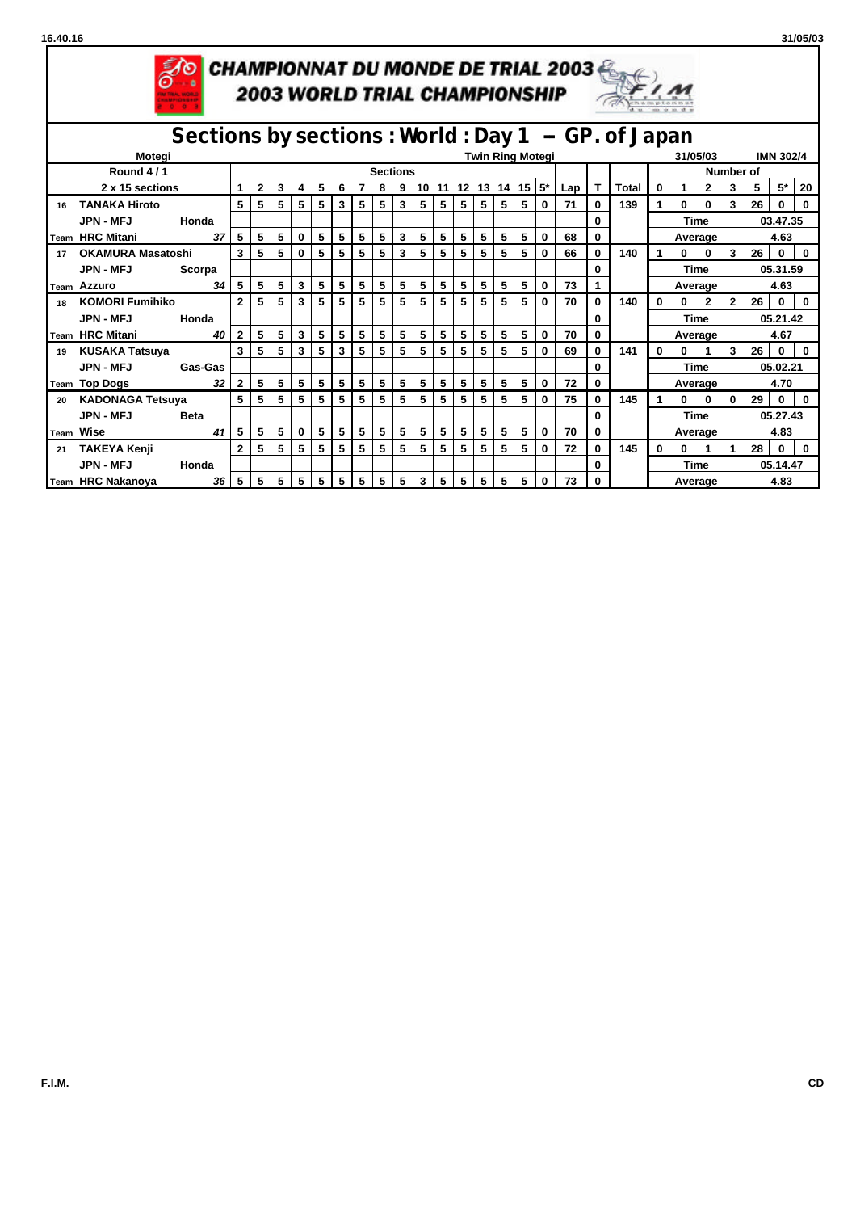# CHAMPIONNAT DU MONDE DE TRIAL 2003
## 2003 WORLD TRIAL CHAMPIONSHIP

# Sections by sections : World : Day 1 — GP. of Japan

| Motegi | | | Twin Ring Motegi | | | | | | | | | | | | | | | | | | 31/05/03 | | | IMN 302/4 | | | |
|---|---|---|---|---|---|---|---|---|---|---|---|---|---|---|---|---|---|---|---|---|---|---|---|---|---|---|---|
| Round 4 / 1 | | Sections | | | | | | | | | | | | | | | | | | | Number of | | | | | | |
| 2 x 15 sections | | 1 | 2 | 3 | 4 | 5 | 6 | 7 | 8 | 9 | 10 | 11 | 12 | 13 | 14 | 15 | 5* | Lap | T | Total | 0 | 1 | 2 | 3 | 5 | 5* | 20 |
| 16 TANAKA Hiroto | | 5 | 5 | 5 | 5 | 5 | 3 | 5 | 5 | 3 | 5 | 5 | 5 | 5 | 5 | 5 | 0 | 71 | 0 | 139 | 1 | 0 | 0 | 3 | 26 | 0 | 0 |
| JPN - MFJ | Honda | | | | | | | | | | | | | | | | | | 0 | | Time | | | | 03.47.35 | | |
| Team HRC Mitani | 37 | 5 | 5 | 5 | 0 | 5 | 5 | 5 | 5 | 3 | 5 | 5 | 5 | 5 | 5 | 5 | 0 | 68 | 0 | | Average | | | | 4.63 | | |
| 17 OKAMURA Masatoshi | | 3 | 5 | 5 | 0 | 5 | 5 | 5 | 5 | 3 | 5 | 5 | 5 | 5 | 5 | 5 | 0 | 66 | 0 | 140 | 1 | 0 | 0 | 3 | 26 | 0 | 0 |
| JPN - MFJ | Scorpa | | | | | | | | | | | | | | | | | | 0 | | Time | | | | 05.31.59 | | |
| Team Azzuro | 34 | 5 | 5 | 5 | 3 | 5 | 5 | 5 | 5 | 5 | 5 | 5 | 5 | 5 | 5 | 5 | 0 | 73 | 1 | | Average | | | | 4.63 | | |
| 18 KOMORI Fumihiko | | 2 | 5 | 5 | 3 | 5 | 5 | 5 | 5 | 5 | 5 | 5 | 5 | 5 | 5 | 5 | 0 | 70 | 0 | 140 | 0 | 0 | 2 | 2 | 26 | 0 | 0 |
| JPN - MFJ | Honda | | | | | | | | | | | | | | | | | | 0 | | Time | | | | 05.21.42 | | |
| Team HRC Mitani | 40 | 2 | 5 | 5 | 3 | 5 | 5 | 5 | 5 | 5 | 5 | 5 | 5 | 5 | 5 | 5 | 0 | 70 | 0 | | Average | | | | 4.67 | | |
| 19 KUSAKA Tatsuya | | 3 | 5 | 5 | 3 | 5 | 3 | 5 | 5 | 5 | 5 | 5 | 5 | 5 | 5 | 5 | 0 | 69 | 0 | 141 | 0 | 0 | 1 | 3 | 26 | 0 | 0 |
| JPN - MFJ | Gas-Gas | | | | | | | | | | | | | | | | | | 0 | | Time | | | | 05.02.21 | | |
| Team Top Dogs | 32 | 2 | 5 | 5 | 5 | 5 | 5 | 5 | 5 | 5 | 5 | 5 | 5 | 5 | 5 | 5 | 0 | 72 | 0 | | Average | | | | 4.70 | | |
| 20 KADONAGA Tetsuya | | 5 | 5 | 5 | 5 | 5 | 5 | 5 | 5 | 5 | 5 | 5 | 5 | 5 | 5 | 5 | 0 | 75 | 0 | 145 | 1 | 0 | 0 | 0 | 29 | 0 | 0 |
| JPN - MFJ | Beta | | | | | | | | | | | | | | | | | | 0 | | Time | | | | 05.27.43 | | |
| Team Wise | 41 | 5 | 5 | 5 | 0 | 5 | 5 | 5 | 5 | 5 | 5 | 5 | 5 | 5 | 5 | 5 | 0 | 70 | 0 | | Average | | | | 4.83 | | |
| 21 TAKEYA Kenji | | 2 | 5 | 5 | 5 | 5 | 5 | 5 | 5 | 5 | 5 | 5 | 5 | 5 | 5 | 5 | 0 | 72 | 0 | 145 | 0 | 0 | 1 | 1 | 28 | 0 | 0 |
| JPN - MFJ | Honda | | | | | | | | | | | | | | | | | | 0 | | Time | | | | 05.14.47 | | |
| Team HRC Nakanoya | 36 | 5 | 5 | 5 | 5 | 5 | 5 | 5 | 5 | 5 | 3 | 5 | 5 | 5 | 5 | 5 | 0 | 73 | 0 | | Average | | | | 4.83 | | |